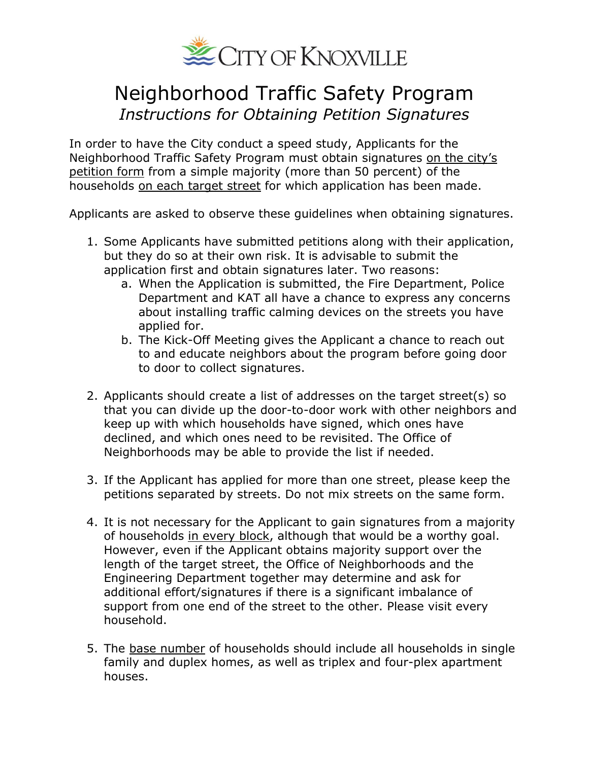CITY OF KNOXVILLE

# Neighborhood Traffic Safety Program

## *Instructions for Obtaining Petition Signatures*

In order to have the City conduct a speed study, Applicants for the Neighborhood Traffic Safety Program must obtain signatures on the city's petition form from a simple majority (more than 50 percent) of the households on each target street for which application has been made.

Applicants are asked to observe these guidelines when obtaining signatures.

1. Some Applicants have submitted petitions along with their application, but they do so at their own risk. It is advisable to submit the application first and obtain signatures later. Two reasons:
   a. When the Application is submitted, the Fire Department, Police Department and KAT all have a chance to express any concerns about installing traffic calming devices on the streets you have applied for.
   b. The Kick-Off Meeting gives the Applicant a chance to reach out to and educate neighbors about the program before going door to door to collect signatures.

2. Applicants should create a list of addresses on the target street(s) so that you can divide up the door-to-door work with other neighbors and keep up with which households have signed, which ones have declined, and which ones need to be revisited. The Office of Neighborhoods may be able to provide the list if needed.

3. If the Applicant has applied for more than one street, please keep the petitions separated by streets. Do not mix streets on the same form.

4. It is not necessary for the Applicant to gain signatures from a majority of households in every block, although that would be a worthy goal. However, even if the Applicant obtains majority support over the length of the target street, the Office of Neighborhoods and the Engineering Department together may determine and ask for additional effort/signatures if there is a significant imbalance of support from one end of the street to the other. Please visit every household.

5. The base number of households should include all households in single family and duplex homes, as well as triplex and four-plex apartment houses.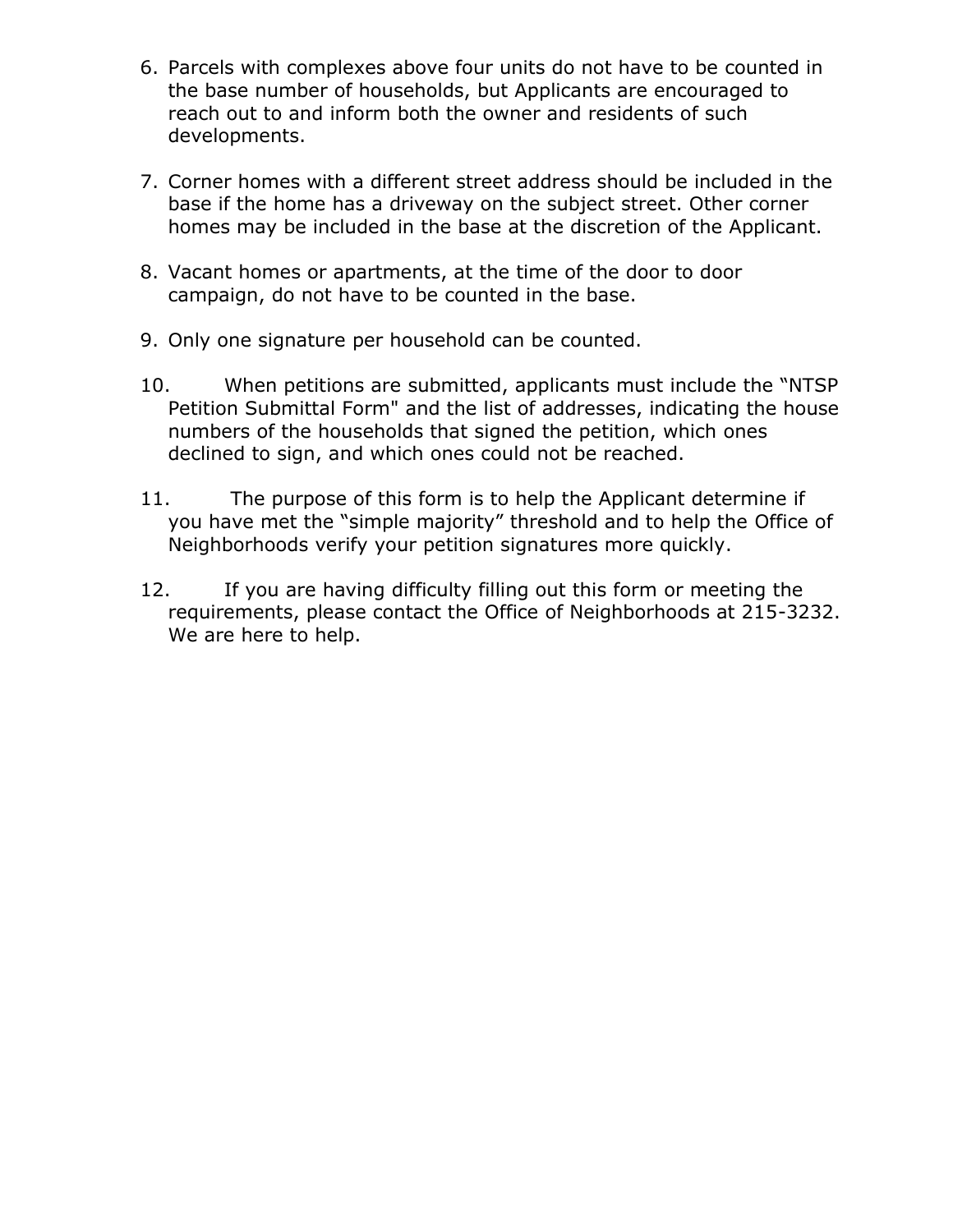6. Parcels with complexes above four units do not have to be counted in the base number of households, but Applicants are encouraged to reach out to and inform both the owner and residents of such developments.

7. Corner homes with a different street address should be included in the base if the home has a driveway on the subject street. Other corner homes may be included in the base at the discretion of the Applicant.

8. Vacant homes or apartments, at the time of the door to door campaign, do not have to be counted in the base.

9. Only one signature per household can be counted.

10. When petitions are submitted, applicants must include the "NTSP Petition Submittal Form" and the list of addresses, indicating the house numbers of the households that signed the petition, which ones declined to sign, and which ones could not be reached.

11. The purpose of this form is to help the Applicant determine if you have met the "simple majority" threshold and to help the Office of Neighborhoods verify your petition signatures more quickly.

12. If you are having difficulty filling out this form or meeting the requirements, please contact the Office of Neighborhoods at 215-3232. We are here to help.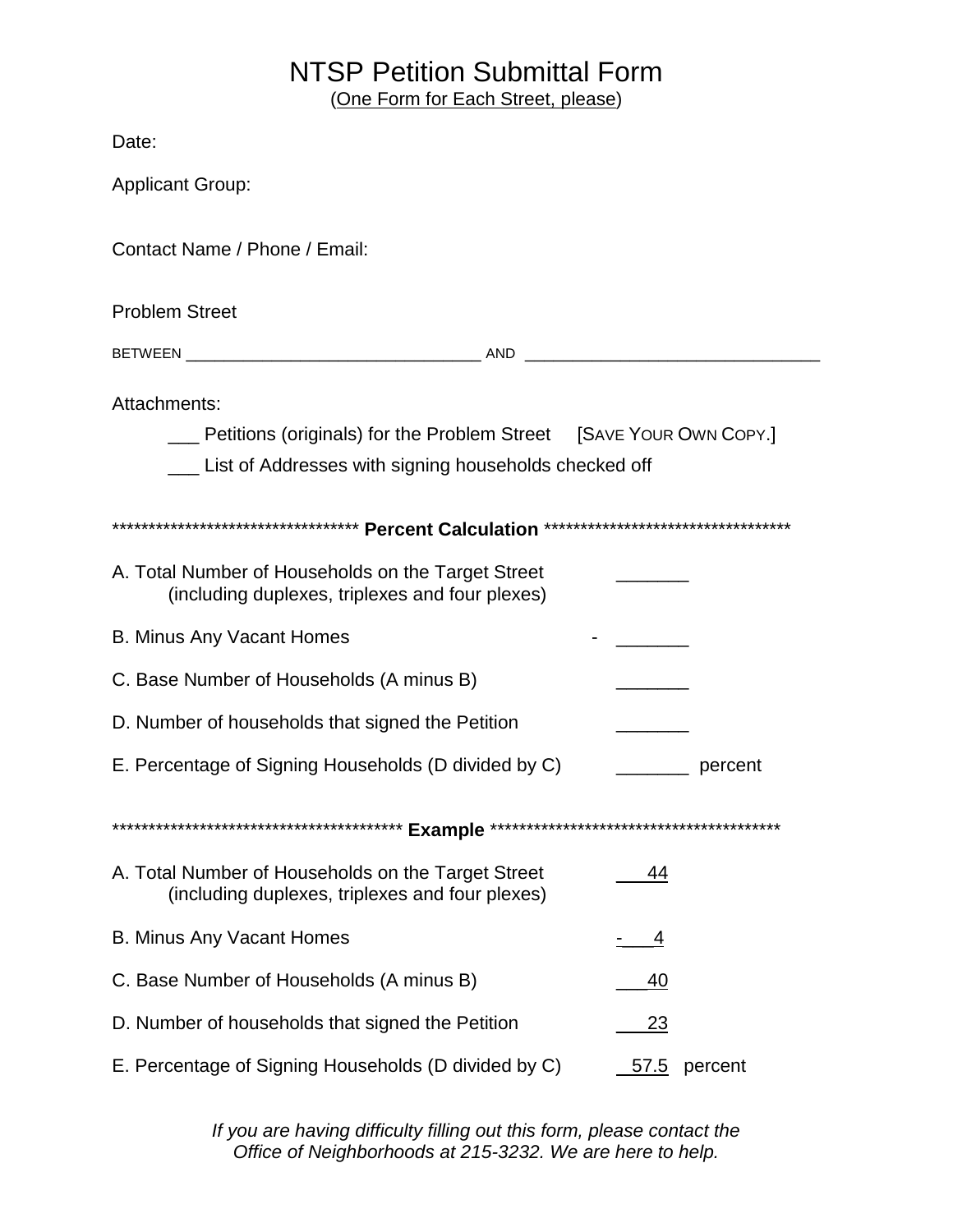# NTSP Petition Submittal Form

(One Form for Each Street, please)

Date:

Applicant Group:

Contact Name / Phone / Email:

Problem Street

BETWEEN ________________________________ AND ________________________________

Attachments:

___ Petitions (originals) for the Problem Street [SAVE YOUR OWN COPY.]

___ List of Addresses with signing households checked off

*********************************** **Percent Calculation** ***********************************

| | |
|---|---|
| A. Total Number of Households on the Target Street (including duplexes, triplexes and four plexes) | _______ |
| B. Minus Any Vacant Homes | - _______ |
| C. Base Number of Households (A minus B) | _______ |
| D. Number of households that signed the Petition | _______ |
| E. Percentage of Signing Households (D divided by C) | _______ percent |

***************************************** **Example** *****************************************

| | |
|---|---|
| A. Total Number of Households on the Target Street (including duplexes, triplexes and four plexes) | 44 |
| B. Minus Any Vacant Homes | - 4 |
| C. Base Number of Households (A minus B) | 40 |
| D. Number of households that signed the Petition | 23 |
| E. Percentage of Signing Households (D divided by C) | 57.5 percent |

*If you are having difficulty filling out this form, please contact the Office of Neighborhoods at 215-3232. We are here to help.*